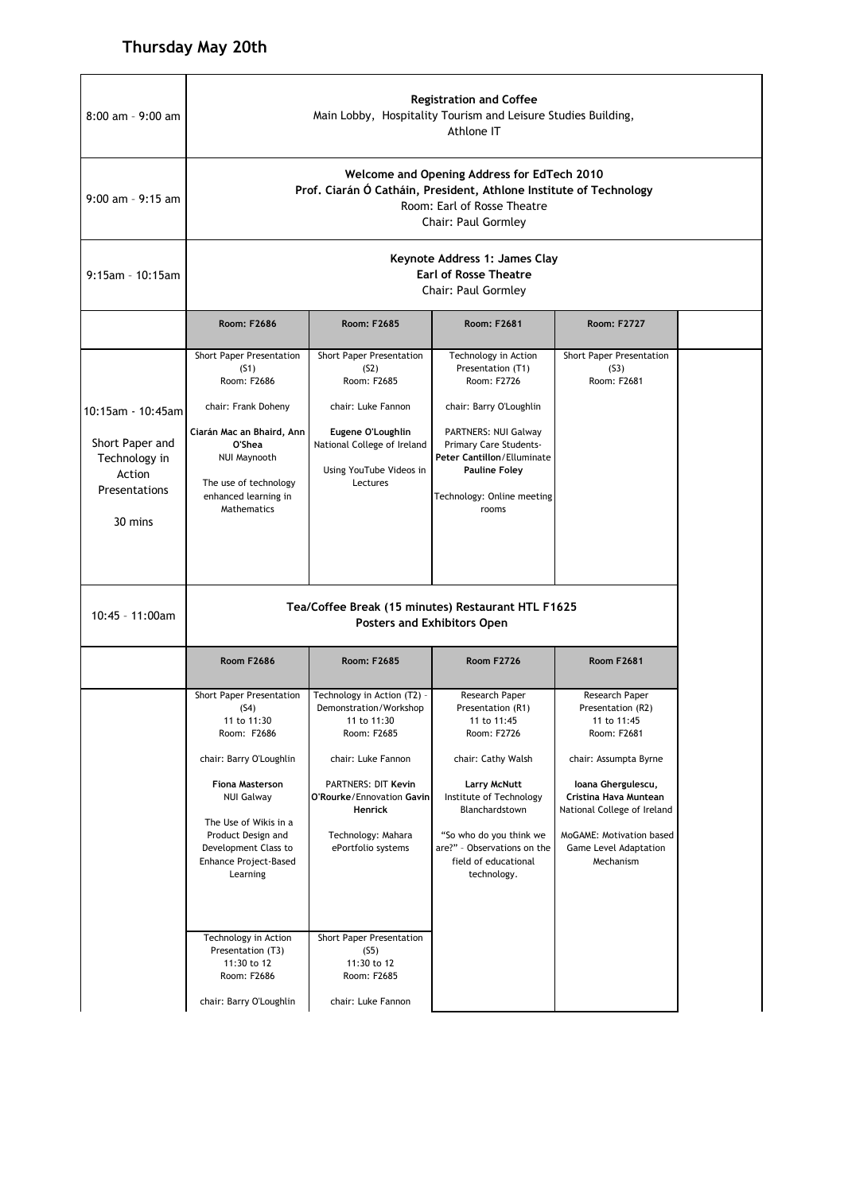## Thursday May 20th

| | | | | |
|---|---|---|---|---|
| 8:00 am – 9:00 am | **Registration and Coffee**<br>Main Lobby, Hospitality Tourism and Leisure Studies Building, Athlone IT | | | |
| 9:00 am – 9:15 am | **Welcome and Opening Address for EdTech 2010**<br>**Prof. Ciarán Ó Catháin, President, Athlone Institute of Technology**<br>Room: Earl of Rosse Theatre<br>Chair: Paul Gormley | | | |
| 9:15am – 10:15am | **Keynote Address 1: James Clay**<br>**Earl of Rosse Theatre**<br>Chair: Paul Gormley | | | |
| | **Room: F2686** | **Room: F2685** | **Room: F2681** | **Room: F2727** |
| 10:15am - 10:45am<br><br>Short Paper and Technology in Action Presentations<br><br>30 mins | Short Paper Presentation (S1)<br>Room: F2686<br><br>chair: Frank Doheny<br><br>**Ciarán Mac an Bhaird, Ann O'Shea**<br>NUI Maynooth<br><br>The use of technology enhanced learning in Mathematics | Short Paper Presentation (S2)<br>Room: F2685<br><br>chair: Luke Fannon<br><br>**Eugene O'Loughlin**<br>National College of Ireland<br><br>Using YouTube Videos in Lectures | Technology in Action Presentation (T1)<br>Room: F2726<br><br>chair: Barry O'Loughlin<br><br>PARTNERS: NUI Galway Primary Care Students- **Peter Cantillon**/Elluminate **Pauline Foley**<br><br>Technology: Online meeting rooms | Short Paper Presentation (S3)<br>Room: F2681 |
| 10:45 – 11:00am | **Tea/Coffee Break (15 minutes) Restaurant HTL F1625**<br>**Posters and Exhibitors Open** | | | |
| | **Room F2686** | **Room: F2685** | **Room F2726** | **Room F2681** |
| | Short Paper Presentation (S4)<br>11 to 11:30<br>Room: F2686<br><br>chair: Barry O'Loughlin<br><br>**Fiona Masterson**<br>NUI Galway<br><br>The Use of Wikis in a Product Design and Development Class to Enhance Project-Based Learning | Technology in Action (T2) - Demonstration/Workshop<br>11 to 11:30<br>Room: F2685<br><br>chair: Luke Fannon<br><br>PARTNERS: DIT **Kevin O'Rourke**/Ennovation **Gavin Henrick**<br><br>Technology: Mahara ePortfolio systems | Research Paper Presentation (R1)<br>11 to 11:45<br>Room: F2726<br><br>chair: Cathy Walsh<br><br>**Larry McNutt**<br>Institute of Technology Blanchardstown<br><br>"So who do you think we are?" - Observations on the field of educational technology. | Research Paper Presentation (R2)<br>11 to 11:45<br>Room: F2681<br><br>chair: Assumpta Byrne<br><br>**Ioana Ghergulescu, Cristina Hava Muntean**<br>National College of Ireland<br><br>MoGAME: Motivation based Game Level Adaptation Mechanism |
| | Technology in Action Presentation (T3)<br>11:30 to 12<br>Room: F2686<br><br>chair: Barry O'Loughlin | Short Paper Presentation (S5)<br>11:30 to 12<br>Room: F2685<br><br>chair: Luke Fannon | | |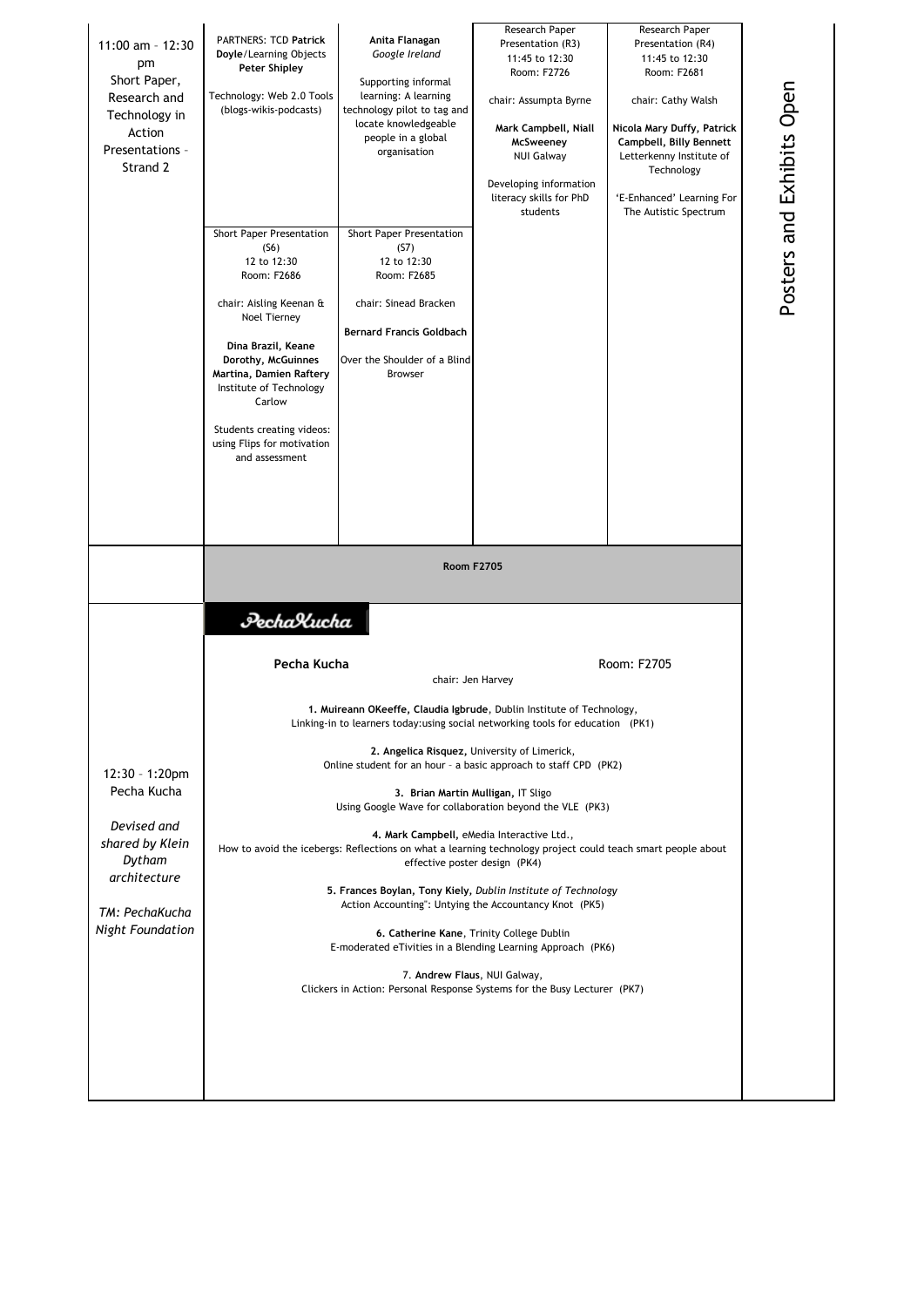| | | | | | |
|---|---|---|---|---|---|
| 11:00 am – 12:30 pm<br>Short Paper, Research and Technology in Action Presentations – Strand 2 | PARTNERS: TCD **Patrick Doyle**/Learning Objects **Peter Shipley**<br><br>Technology: Web 2.0 Tools (blogs-wikis-podcasts)<br><br>Short Paper Presentation (S6)<br>12 to 12:30<br>Room: F2686<br><br>chair: Aisling Keenan & Noel Tierney<br><br>**Dina Brazil, Keane Dorothy, McGuinnes Martina, Damien Raftery** Institute of Technology Carlow<br><br>Students creating videos: using Flips for motivation and assessment | **Anita Flanagan**<br>*Google Ireland*<br><br>Supporting informal learning: A learning technology pilot to tag and locate knowledgeable people in a global organisation<br><br>Short Paper Presentation (S7)<br>12 to 12:30<br>Room: F2685<br><br>chair: Sinead Bracken<br><br>**Bernard Francis Goldbach**<br><br>Over the Shoulder of a Blind Browser | Research Paper Presentation (R3)<br>11:45 to 12:30<br>Room: F2726<br><br>chair: Assumpta Byrne<br><br>**Mark Campbell, Niall McSweeney**<br>NUI Galway<br><br>Developing information literacy skills for PhD students | Research Paper Presentation (R4)<br>11:45 to 12:30<br>Room: F2681<br><br>chair: Cathy Walsh<br><br>**Nicola Mary Duffy, Patrick Campbell, Billy Bennett**<br>Letterkenny Institute of Technology<br><br>'E-Enhanced' Learning For The Autistic Spectrum | Posters and Exhibits Open |
| | **Room F2705** | | | | |

| | |
|---|---|
| 12:30 – 1:20pm<br>Pecha Kucha<br><br>*Devised and shared by Klein Dytham architecture*<br><br>*TM: PechaKucha Night Foundation* | PechaKucha<br><br>**Pecha Kucha** Room: F2705<br>chair: Jen Harvey<br><br>**1. Muireann OKeeffe, Claudia Igbrude**, Dublin Institute of Technology, Linking-in to learners today:using social networking tools for education (PK1)<br><br>**2. Angelica Risquez,** University of Limerick, Online student for an hour – a basic approach to staff CPD (PK2)<br><br>**3. Brian Martin Mulligan,** IT Sligo Using Google Wave for collaboration beyond the VLE (PK3)<br><br>**4. Mark Campbell,** eMedia Interactive Ltd., How to avoid the icebergs: Reflections on what a learning technology project could teach smart people about effective poster design (PK4)<br><br>**5. Frances Boylan, Tony Kiely,** *Dublin Institute of Technology* Action Accounting": Untying the Accountancy Knot (PK5)<br><br>**6. Catherine Kane**, Trinity College Dublin E-moderated eTivities in a Blending Learning Approach (PK6)<br><br>7. **Andrew Flaus**, NUI Galway, Clickers in Action: Personal Response Systems for the Busy Lecturer (PK7) |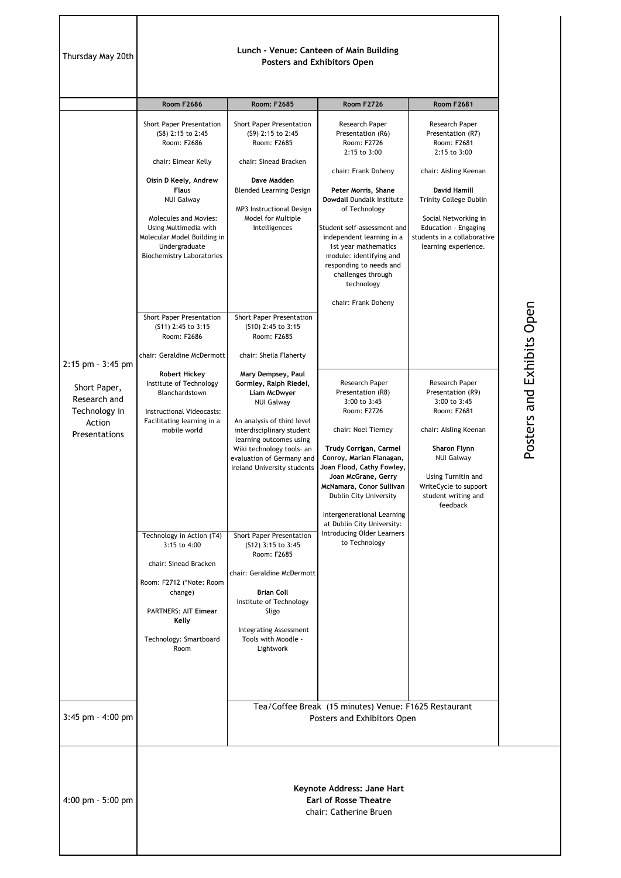| Thursday May 20th | **Lunch - Venue: Canteen of Main Building**<br>**Posters and Exhibitors Open** | | | | |
|---|---|---|---|---|---|
| | **Room F2686** | **Room: F2685** | **Room F2726** | **Room F2681** | |
| 2:15 pm – 3:45 pm<br><br>Short Paper, Research and Technology in Action Presentations | Short Paper Presentation (S8) 2:15 to 2:45 Room: F2686<br><br>chair: Eimear Kelly<br><br>**Oisín D Keely, Andrew Flaus** NUI Galway<br><br>Molecules and Movies: Using Multimedia with Molecular Model Building in Undergraduate Biochemistry Laboratories | Short Paper Presentation (S9) 2:15 to 2:45 Room: F2685<br><br>chair: Sinead Bracken<br><br>**Dave Madden** Blended Learning Design<br><br>MP3 Instructional Design Model for Multiple Intelligences | Research Paper Presentation (R6) Room: F2726 2:15 to 3:00<br><br>chair: Frank Doheny<br><br>**Peter Morris, Shane Dowdall** Dundalk Institute of Technology<br><br>Student self-assessment and independent learning in a 1st year mathematics module: identifying and responding to needs and challenges through technology<br><br>chair: Frank Doheny | Research Paper Presentation (R7) Room: F2681 2:15 to 3:00<br><br>chair: Aisling Keenan<br><br>**David Hamill** Trinity College Dublin<br><br>Social Networking in Education - Engaging students in a collaborative learning experience. | Posters and Exhibits Open |
| | Short Paper Presentation (S11) 2:45 to 3:15 Room: F2686<br><br>chair: Geraldine McDermott<br><br>**Robert Hickey** Institute of Technology Blanchardstown<br><br>Instructional Videocasts: Facilitating learning in a mobile world | Short Paper Presentation (S10) 2:45 to 3:15 Room: F2685<br><br>chair: Sheila Flaherty<br><br>**Mary Dempsey, Paul Gormley, Ralph Riedel, Liam McDwyer** NUI Galway<br><br>An analysis of third level interdisciplinary student learning outcomes using Wiki technology tools- an evaluation of Germany and Ireland University students | Research Paper Presentation (R8) 3:00 to 3:45 Room: F2726<br><br>chair: Noel Tierney<br><br>**Trudy Corrigan, Carmel Conroy, Marian Flanagan, Joan Flood, Cathy Fowley, Joan McGrane, Gerry McNamara, Conor Sullivan** Dublin City University<br><br>Intergenerational Learning at Dublin City University: Introducing Older Learners to Technology | Research Paper Presentation (R9) 3:00 to 3:45 Room: F2681<br><br>chair: Aisling Keenan<br><br>**Sharon Flynn** NUI Galway<br><br>Using Turnitin and WriteCycle to support student writing and feedback | |
| | Technology in Action (T4) 3:15 to 4:00<br><br>chair: Sinead Bracken<br><br>Room: F2712 (*Note: Room change)<br><br>PARTNERS: AIT **Eimear Kelly**<br><br>Technology: Smartboard Room | Short Paper Presentation (S12) 3:15 to 3:45 Room: F2685<br><br>chair: Geraldine McDermott<br><br>**Brian Coll** Institute of Technology Sligo<br><br>Integrating Assessment Tools with Moodle - Lightwork | | | |
| 3:45 pm – 4:00 pm | | Tea/Coffee Break (15 minutes) Venue: F1625 Restaurant<br>Posters and Exhibitors Open | | | |
| 4:00 pm – 5:00 pm | **Keynote Address: Jane Hart**<br>**Earl of Rosse Theatre**<br>chair: Catherine Bruen | | | | |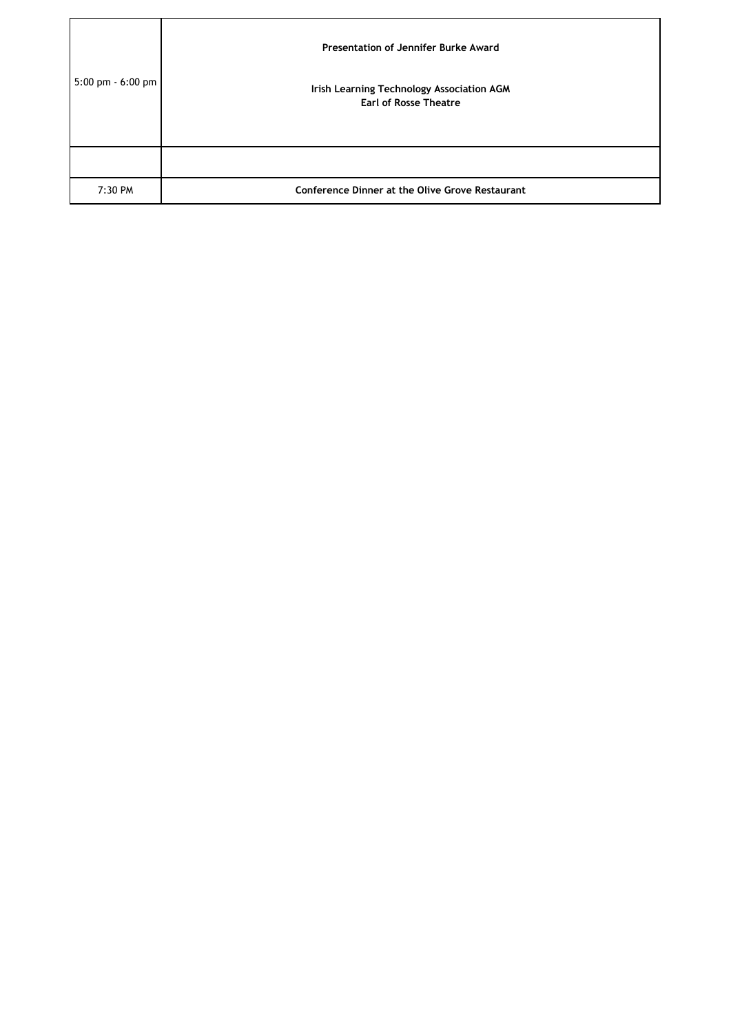| | |
|---|---|
| 5:00 pm - 6:00 pm | **Presentation of Jennifer Burke Award**<br><br>**Irish Learning Technology Association AGM**<br>**Earl of Rosse Theatre** |
| | |
| 7:30 PM | **Conference Dinner at the Olive Grove Restaurant** |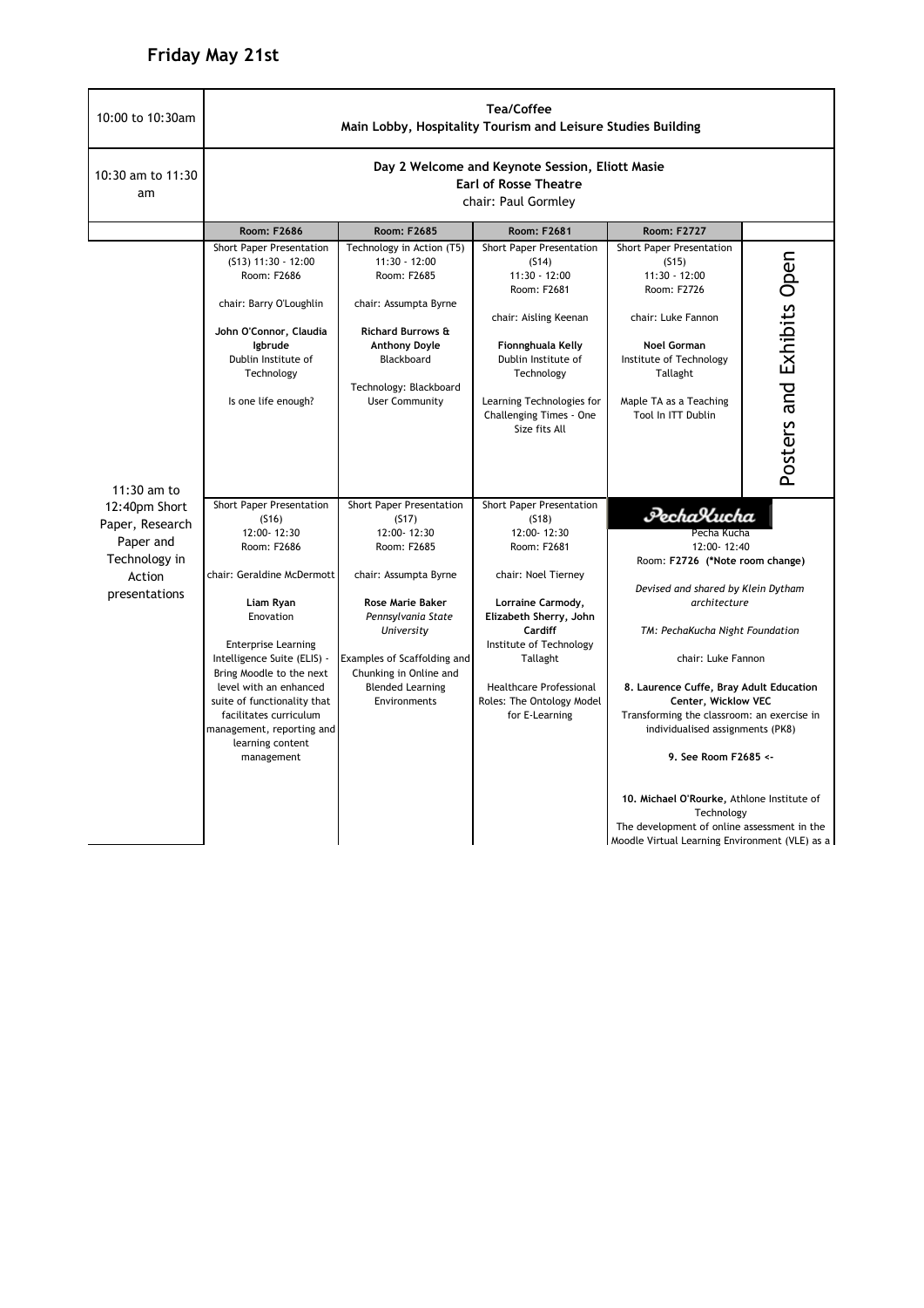# Friday May 21st

| | | | | | |
|---|---|---|---|---|---|
| 10:00 to 10:30am | **Tea/Coffee**<br>**Main Lobby, Hospitality Tourism and Leisure Studies Building** | | | | |
| 10:30 am to 11:30 am | **Day 2 Welcome and Keynote Session, Eliott Masie**<br>**Earl of Rosse Theatre**<br>chair: Paul Gormley | | | | |
| | **Room: F2686** | **Room: F2685** | **Room: F2681** | **Room: F2727** | |
| 11:30 am to 12:40pm Short Paper, Research Paper and Technology in Action presentations | Short Paper Presentation (S13) 11:30 - 12:00<br>Room: F2686<br><br>chair: Barry O'Loughlin<br><br>**John O'Connor, Claudia Igbrude**<br>Dublin Institute of Technology<br><br>Is one life enough? | Technology in Action (T5)<br>11:30 - 12:00<br>Room: F2685<br><br>chair: Assumpta Byrne<br><br>**Richard Burrows & Anthony Doyle**<br>Blackboard<br><br>Technology: Blackboard User Community | Short Paper Presentation (S14)<br>11:30 - 12:00<br>Room: F2681<br><br>chair: Aisling Keenan<br><br>**Fionnghuala Kelly**<br>Dublin Institute of Technology<br><br>Learning Technologies for Challenging Times - One Size fits All | Short Paper Presentation (S15)<br>11:30 - 12:00<br>Room: F2726<br><br>chair: Luke Fannon<br><br>**Noel Gorman**<br>Institute of Technology Tallaght<br><br>Maple TA as a Teaching Tool In ITT Dublin | Posters and Exhibits Open |
| | Short Paper Presentation (S16)<br>12:00- 12:30<br>Room: F2686<br><br>chair: Geraldine McDermott<br><br>**Liam Ryan**<br>Enovation<br><br>Enterprise Learning Intelligence Suite (ELIS) - Bring Moodle to the next level with an enhanced suite of functionality that facilitates curriculum management, reporting and learning content management | Short Paper Presentation (S17)<br>12:00- 12:30<br>Room: F2685<br><br>chair: Assumpta Byrne<br><br>**Rose Marie Baker**<br>*Pennsylvania State University*<br><br>Examples of Scaffolding and Chunking in Online and Blended Learning Environments | Short Paper Presentation (S18)<br>12:00- 12:30<br>Room: F2681<br><br>chair: Noel Tierney<br><br>**Lorraine Carmody, Elizabeth Sherry, John Cardiff**<br>Institute of Technology Tallaght<br><br>Healthcare Professional Roles: The Ontology Model for E-Learning | PechaKucha<br>Pecha Kucha<br>12:00- 12:40<br>Room: **F2726 (\*Note room change)**<br><br>*Devised and shared by Klein Dytham architecture*<br><br>*TM: PechaKucha Night Foundation*<br><br>chair: Luke Fannon<br><br>**8. Laurence Cuffe, Bray Adult Education Center, Wicklow VEC**<br>Transforming the classroom: an exercise in individualised assignments (PK8)<br><br>**9. See Room F2685 <-**<br><br>**10. Michael O'Rourke,** Athlone Institute of Technology<br>The development of online assessment in the Moodle Virtual Learning Environment (VLE) as a | |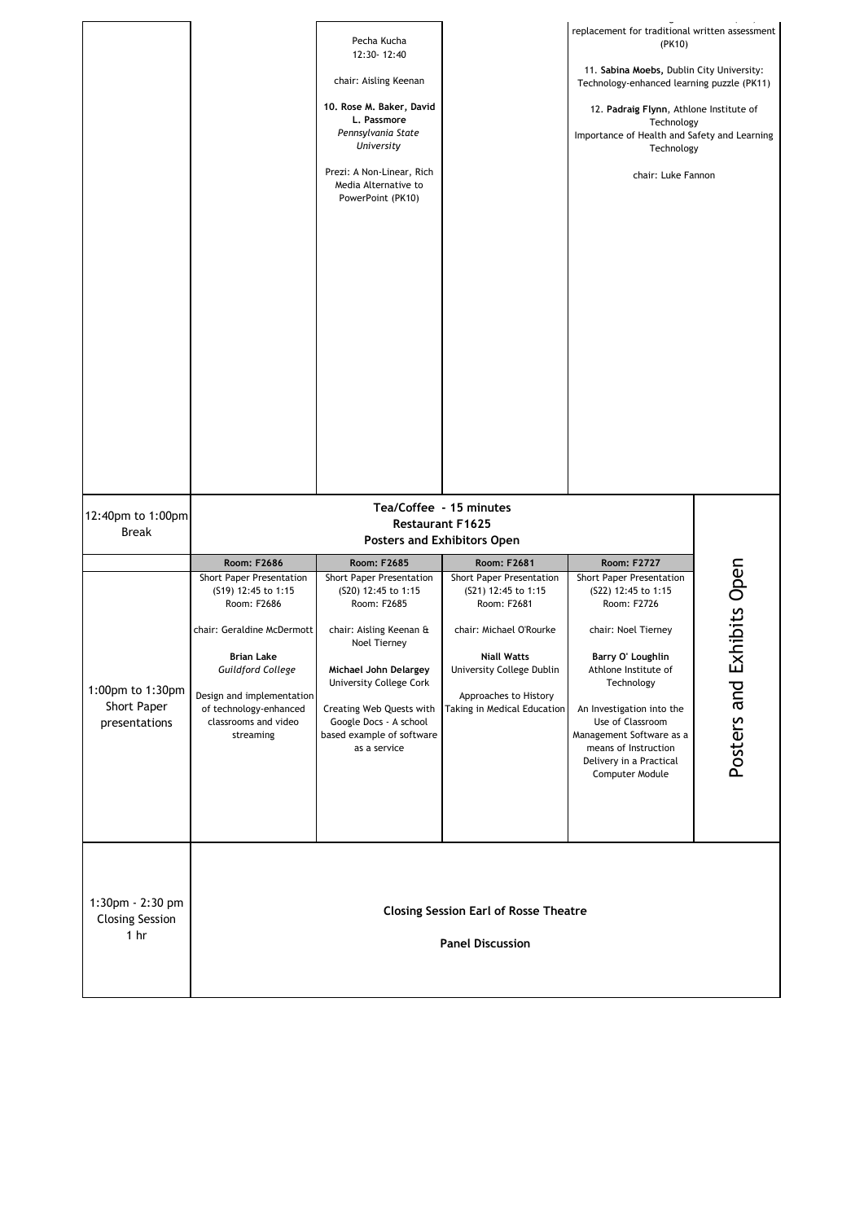| | | | | | |
|---|---|---|---|---|---|
| | | Pecha Kucha 12:30- 12:40<br><br>chair: Aisling Keenan<br><br>**10. Rose M. Baker, David L. Passmore** *Pennsylvania State University*<br><br>Prezi: A Non-Linear, Rich Media Alternative to PowerPoint (PK10) | | replacement for traditional written assessment (PK10)<br><br>11. **Sabina Moebs,** Dublin City University: Technology-enhanced learning puzzle (PK11)<br><br>12. **Padraig Flynn**, Athlone Institute of Technology Importance of Health and Safety and Learning Technology<br><br>chair: Luke Fannon | |
| 12:40pm to 1:00pm Break | **Tea/Coffee - 15 minutes** **Restaurant F1625** **Posters and Exhibitors Open** | | | | |
| | **Room: F2686** | **Room: F2685** | **Room: F2681** | **Room: F2727** | Posters and Exhibits Open |
| 1:00pm to 1:30pm Short Paper presentations | Short Paper Presentation (S19) 12:45 to 1:15 Room: F2686<br><br>chair: Geraldine McDermott<br><br>**Brian Lake** *Guildford College*<br><br>Design and implementation of technology-enhanced classrooms and video streaming | Short Paper Presentation (S20) 12:45 to 1:15 Room: F2685<br><br>chair: Aisling Keenan & Noel Tierney<br><br>**Michael John Delargey** University College Cork<br><br>Creating Web Quests with Google Docs - A school based example of software as a service | Short Paper Presentation (S21) 12:45 to 1:15 Room: F2681<br><br>chair: Michael O'Rourke<br><br>**Niall Watts** University College Dublin<br><br>Approaches to History Taking in Medical Education | Short Paper Presentation (S22) 12:45 to 1:15 Room: F2726<br><br>chair: Noel Tierney<br><br>**Barry O' Loughlin** Athlone Institute of Technology<br><br>An Investigation into the Use of Classroom Management Software as a means of Instruction Delivery in a Practical Computer Module | |
| 1:30pm - 2:30 pm Closing Session 1 hr | **Closing Session Earl of Rosse Theatre**<br><br>**Panel Discussion** | | | | |